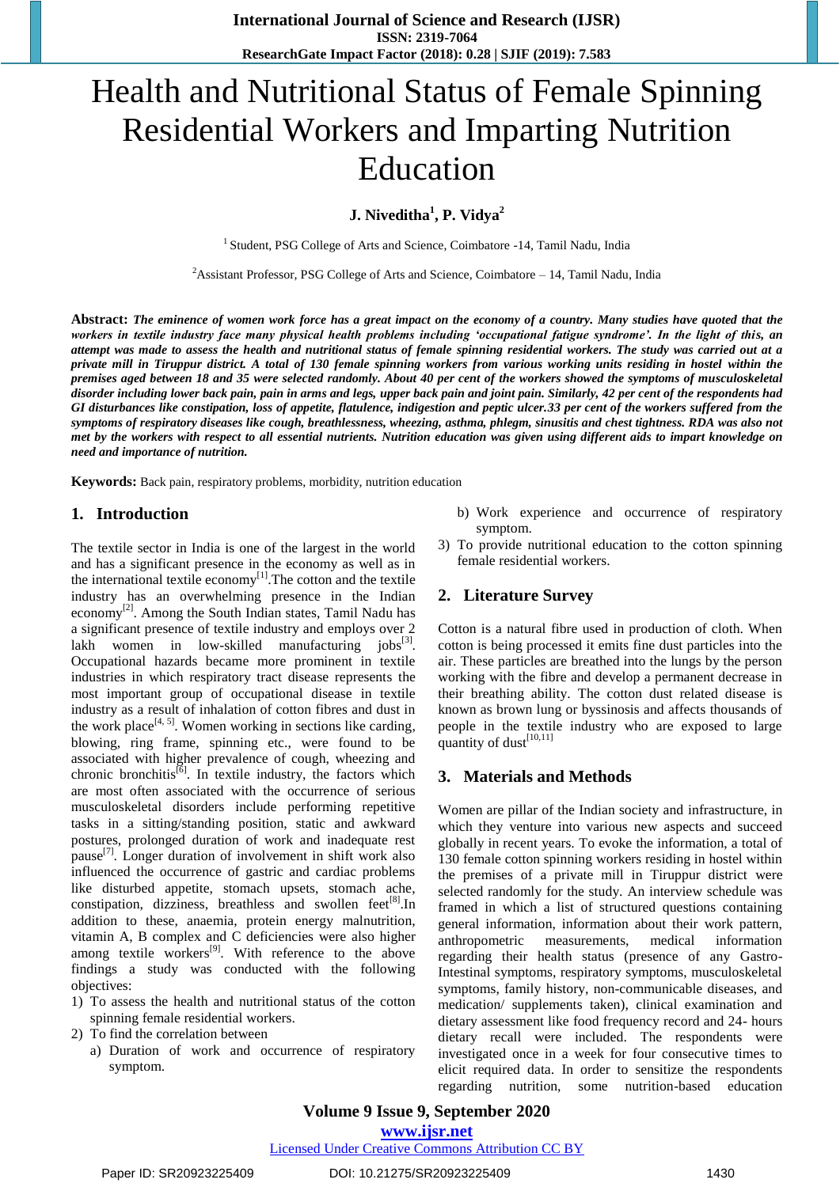# Health and Nutritional Status of Female Spinning Residential Workers and Imparting Nutrition Education

**J. Niveditha[1], P. Vidya[2]**

[1] Student, PSG College of Arts and Science, Coimbatore -14, Tamil Nadu, India

[2]Assistant Professor, PSG College of Arts and Science, Coimbatore – 14, Tamil Nadu, India

**Abstract:** ***The eminence of women work force has a great impact on the economy of a country. Many studies have quoted that the workers in textile industry face many physical health problems including 'occupational fatigue syndrome'. In the light of this, an attempt was made to assess the health and nutritional status of female spinning residential workers. The study was carried out at a private mill in Tiruppur district. A total of 130 female spinning workers from various working units residing in hostel within the premises aged between 18 and 35 were selected randomly. About 40 per cent of the workers showed the symptoms of musculoskeletal disorder including lower back pain, pain in arms and legs, upper back pain and joint pain. Similarly, 42 per cent of the respondents had GI disturbances like constipation, loss of appetite, flatulence, indigestion and peptic ulcer.33 per cent of the workers suffered from the symptoms of respiratory diseases like cough, breathlessness, wheezing, asthma, phlegm, sinusitis and chest tightness. RDA was also not met by the workers with respect to all essential nutrients. Nutrition education was given using different aids to impart knowledge on need and importance of nutrition.***

**Keywords:** Back pain, respiratory problems, morbidity, nutrition education

## 1. Introduction

The textile sector in India is one of the largest in the world and has a significant presence in the economy as well as in the international textile economy[1].The cotton and the textile industry has an overwhelming presence in the Indian economy[2]. Among the South Indian states, Tamil Nadu has a significant presence of textile industry and employs over 2 lakh women in low-skilled manufacturing jobs[3]. Occupational hazards became more prominent in textile industries in which respiratory tract disease represents the most important group of occupational disease in textile industry as a result of inhalation of cotton fibres and dust in the work place[4, 5]. Women working in sections like carding, blowing, ring frame, spinning etc., were found to be associated with higher prevalence of cough, wheezing and chronic bronchitis[6]. In textile industry, the factors which are most often associated with the occurrence of serious musculoskeletal disorders include performing repetitive tasks in a sitting/standing position, static and awkward postures, prolonged duration of work and inadequate rest pause[7]. Longer duration of involvement in shift work also influenced the occurrence of gastric and cardiac problems like disturbed appetite, stomach upsets, stomach ache, constipation, dizziness, breathless and swollen feet[8].In addition to these, anaemia, protein energy malnutrition, vitamin A, B complex and C deficiencies were also higher among textile workers[9]. With reference to the above findings a study was conducted with the following objectives:

1) To assess the health and nutritional status of the cotton spinning female residential workers.
2) To find the correlation between
   a) Duration of work and occurrence of respiratory symptom.
   b) Work experience and occurrence of respiratory symptom.
3) To provide nutritional education to the cotton spinning female residential workers.

## 2. Literature Survey

Cotton is a natural fibre used in production of cloth. When cotton is being processed it emits fine dust particles into the air. These particles are breathed into the lungs by the person working with the fibre and develop a permanent decrease in their breathing ability. The cotton dust related disease is known as brown lung or byssinosis and affects thousands of people in the textile industry who are exposed to large quantity of dust[10,11]

## 3. Materials and Methods

Women are pillar of the Indian society and infrastructure, in which they venture into various new aspects and succeed globally in recent years. To evoke the information, a total of 130 female cotton spinning workers residing in hostel within the premises of a private mill in Tiruppur district were selected randomly for the study. An interview schedule was framed in which a list of structured questions containing general information, information about their work pattern, anthropometric measurements, medical information regarding their health status (presence of any Gastro-Intestinal symptoms, respiratory symptoms, musculoskeletal symptoms, family history, non-communicable diseases, and medication/ supplements taken), clinical examination and dietary assessment like food frequency record and 24- hours dietary recall were included. The respondents were investigated once in a week for four consecutive times to elicit required data. In order to sensitize the respondents regarding nutrition, some nutrition-based education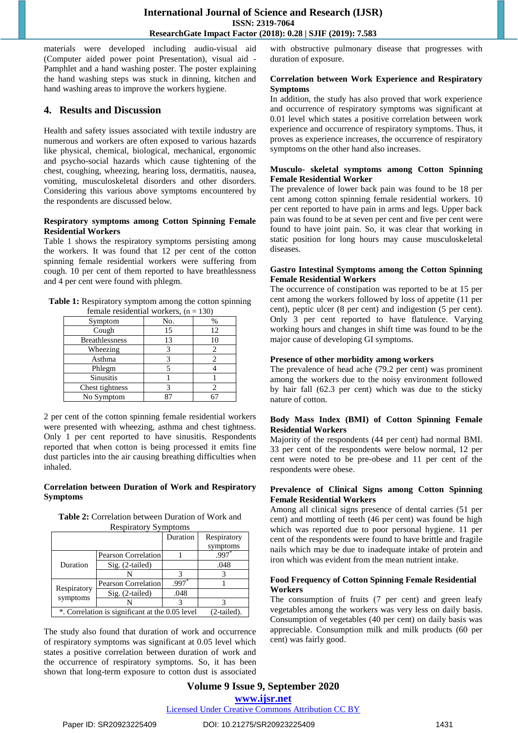materials were developed including audio-visual aid (Computer aided power point Presentation), visual aid - Pamphlet and a hand washing poster. The poster explaining the hand washing steps was stuck in dinning, kitchen and hand washing areas to improve the workers hygiene.

## 4. Results and Discussion

Health and safety issues associated with textile industry are numerous and workers are often exposed to various hazards like physical, chemical, biological, mechanical, ergonomic and psycho-social hazards which cause tightening of the chest, coughing, wheezing, hearing loss, dermatitis, nausea, vomiting, musculoskeletal disorders and other disorders. Considering this various above symptoms encountered by the respondents are discussed below.

**Respiratory symptoms among Cotton Spinning Female Residential Workers**

Table 1 shows the respiratory symptoms persisting among the workers. It was found that 12 per cent of the cotton spinning female residential workers were suffering from cough. 10 per cent of them reported to have breathlessness and 4 per cent were found with phlegm.

**Table 1:** Respiratory symptom among the cotton spinning female residential workers, (n = 130)

| Symptom | No. | % |
|---|---|---|
| Cough | 15 | 12 |
| Breathlessness | 13 | 10 |
| Wheezing | 3 | 2 |
| Asthma | 3 | 2 |
| Phlegm | 5 | 4 |
| Sinusitis | 1 | 1 |
| Chest tightness | 3 | 2 |
| No Symptom | 87 | 67 |

2 per cent of the cotton spinning female residential workers were presented with wheezing, asthma and chest tightness. Only 1 per cent reported to have sinusitis. Respondents reported that when cotton is being processed it emits fine dust particles into the air causing breathing difficulties when inhaled.

**Correlation between Duration of Work and Respiratory Symptoms**

**Table 2:** Correlation between Duration of Work and Respiratory Symptoms

| | | Duration | Respiratory symptoms |
|---|---|---|---|
| Duration | Pearson Correlation | 1 | .997* |
| | Sig. (2-tailed) | | .048 |
| | N | 3 | 3 |
| Respiratory symptoms | Pearson Correlation | .997* | 1 |
| | Sig. (2-tailed) | .048 | |
| | N | 3 | 3 |

*. Correlation is significant at the 0.05 level (2-tailed).

The study also found that duration of work and occurrence of respiratory symptoms was significant at 0.05 level which states a positive correlation between duration of work and the occurrence of respiratory symptoms. So, it has been shown that long-term exposure to cotton dust is associated with obstructive pulmonary disease that progresses with duration of exposure.

**Correlation between Work Experience and Respiratory Symptoms**

In addition, the study has also proved that work experience and occurrence of respiratory symptoms was significant at 0.01 level which states a positive correlation between work experience and occurrence of respiratory symptoms. Thus, it proves as experience increases, the occurrence of respiratory symptoms on the other hand also increases.

**Musculo- skeletal symptoms among Cotton Spinning Female Residential Worker**

The prevalence of lower back pain was found to be 18 per cent among cotton spinning female residential workers. 10 per cent reported to have pain in arms and legs. Upper back pain was found to be at seven per cent and five per cent were found to have joint pain. So, it was clear that working in static position for long hours may cause musculoskeletal diseases.

**Gastro Intestinal Symptoms among the Cotton Spinning Female Residential Workers**

The occurrence of constipation was reported to be at 15 per cent among the workers followed by loss of appetite (11 per cent), peptic ulcer (8 per cent) and indigestion (5 per cent). Only 3 per cent reported to have flatulence. Varying working hours and changes in shift time was found to be the major cause of developing GI symptoms.

**Presence of other morbidity among workers**

The prevalence of head ache (79.2 per cent) was prominent among the workers due to the noisy environment followed by hair fall (62.3 per cent) which was due to the sticky nature of cotton.

**Body Mass Index (BMI) of Cotton Spinning Female Residential Workers**

Majority of the respondents (44 per cent) had normal BMI. 33 per cent of the respondents were below normal, 12 per cent were noted to be pre-obese and 11 per cent of the respondents were obese.

**Prevalence of Clinical Signs among Cotton Spinning Female Residential Workers**

Among all clinical signs presence of dental carries (51 per cent) and mottling of teeth (46 per cent) was found be high which was reported due to poor personal hygiene. 11 per cent of the respondents were found to have brittle and fragile nails which may be due to inadequate intake of protein and iron which was evident from the mean nutrient intake.

**Food Frequency of Cotton Spinning Female Residential Workers**

The consumption of fruits (7 per cent) and green leafy vegetables among the workers was very less on daily basis. Consumption of vegetables (40 per cent) on daily basis was appreciable. Consumption milk and milk products (60 per cent) was fairly good.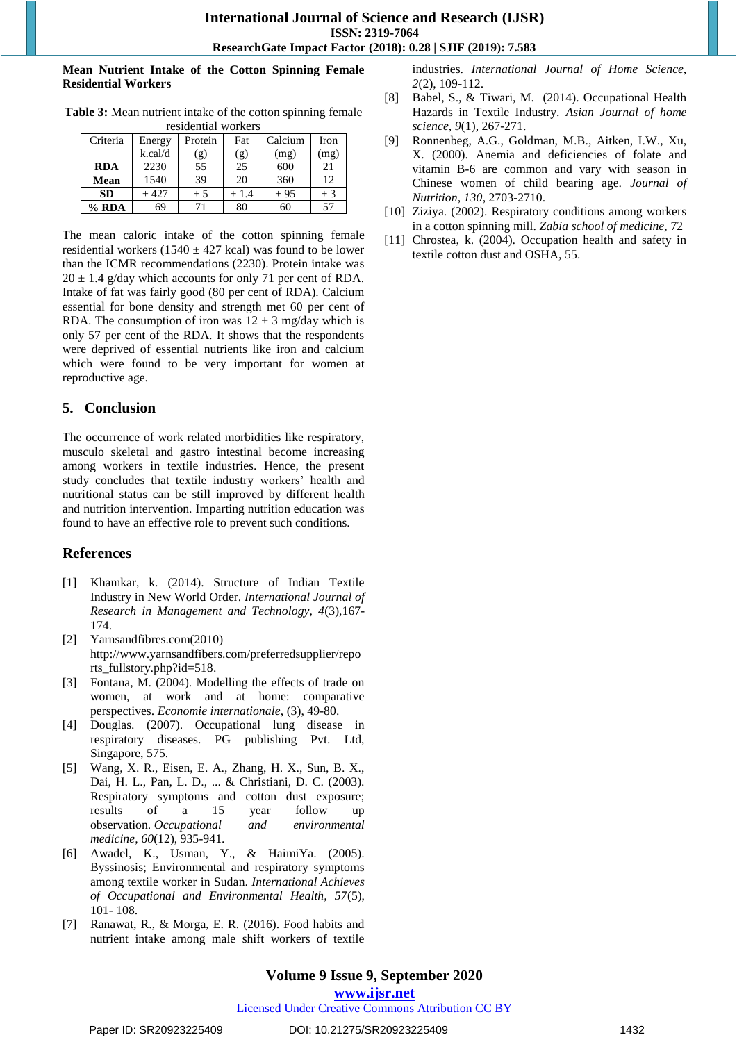**Mean Nutrient Intake of the Cotton Spinning Female Residential Workers**

**Table 3:** Mean nutrient intake of the cotton spinning female residential workers

| Criteria | Energy k.cal/d | Protein (g) | Fat (g) | Calcium (mg) | Iron (mg) |
|---|---|---|---|---|---|
| **RDA** | 2230 | 55 | 25 | 600 | 21 |
| **Mean** | 1540 | 39 | 20 | 360 | 12 |
| **SD** | ± 427 | ± 5 | ± 1.4 | ± 95 | ± 3 |
| **% RDA** | 69 | 71 | 80 | 60 | 57 |

The mean caloric intake of the cotton spinning female residential workers (1540 ± 427 kcal) was found to be lower than the ICMR recommendations (2230). Protein intake was 20 ± 1.4 g/day which accounts for only 71 per cent of RDA. Intake of fat was fairly good (80 per cent of RDA). Calcium essential for bone density and strength met 60 per cent of RDA. The consumption of iron was 12 ± 3 mg/day which is only 57 per cent of the RDA. It shows that the respondents were deprived of essential nutrients like iron and calcium which were found to be very important for women at reproductive age.

## 5. Conclusion

The occurrence of work related morbidities like respiratory, musculo skeletal and gastro intestinal become increasing among workers in textile industries. Hence, the present study concludes that textile industry workers' health and nutritional status can be still improved by different health and nutrition intervention. Imparting nutrition education was found to have an effective role to prevent such conditions.

## References

[1] Khamkar, k. (2014). Structure of Indian Textile Industry in New World Order. *International Journal of Research in Management and Technology, 4*(3),167-174.

[2] Yarnsandfibres.com(2010) http://www.yarnsandfibers.com/preferredsupplier/reports_fullstory.php?id=518.

[3] Fontana, M. (2004). Modelling the effects of trade on women, at work and at home: comparative perspectives. *Economie internationale*, (3), 49-80.

[4] Douglas. (2007). Occupational lung disease in respiratory diseases. PG publishing Pvt. Ltd, Singapore, 575.

[5] Wang, X. R., Eisen, E. A., Zhang, H. X., Sun, B. X., Dai, H. L., Pan, L. D., ... & Christiani, D. C. (2003). Respiratory symptoms and cotton dust exposure; results of a 15 year follow up observation. *Occupational and environmental medicine*, *60*(12), 935-941.

[6] Awadel, K., Usman, Y., & HaimiYa. (2005). Byssinosis; Environmental and respiratory symptoms among textile worker in Sudan. *International Achieves of Occupational and Environmental Health, 57*(5), 101- 108.

[7] Ranawat, R., & Morga, E. R. (2016). Food habits and nutrient intake among male shift workers of textile industries. *International Journal of Home Science*, *2*(2), 109-112.

[8] Babel, S., & Tiwari, M. (2014). Occupational Health Hazards in Textile Industry. *Asian Journal of home science, 9*(1), 267-271.

[9] Ronnenbeg, A.G., Goldman, M.B., Aitken, I.W., Xu, X. (2000). Anemia and deficiencies of folate and vitamin B-6 are common and vary with season in Chinese women of child bearing age. *Journal of Nutrition*, *130*, 2703-2710.

[10] Ziziya. (2002). Respiratory conditions among workers in a cotton spinning mill. *Zabia school of medicine*, 72

[11] Chrostea, k. (2004). Occupation health and safety in textile cotton dust and OSHA, 55.